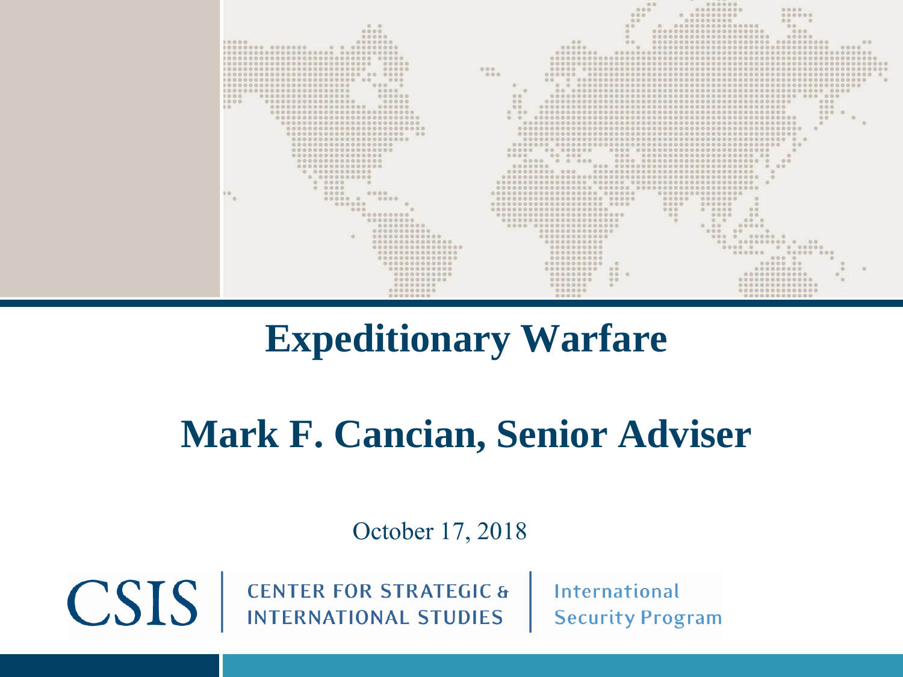# Expeditionary Warfare

## Mark F. Cancian, Senior Adviser

October 17, 2018

CSIS | CENTER FOR STRATEGIC & INTERNATIONAL STUDIES | International Security Program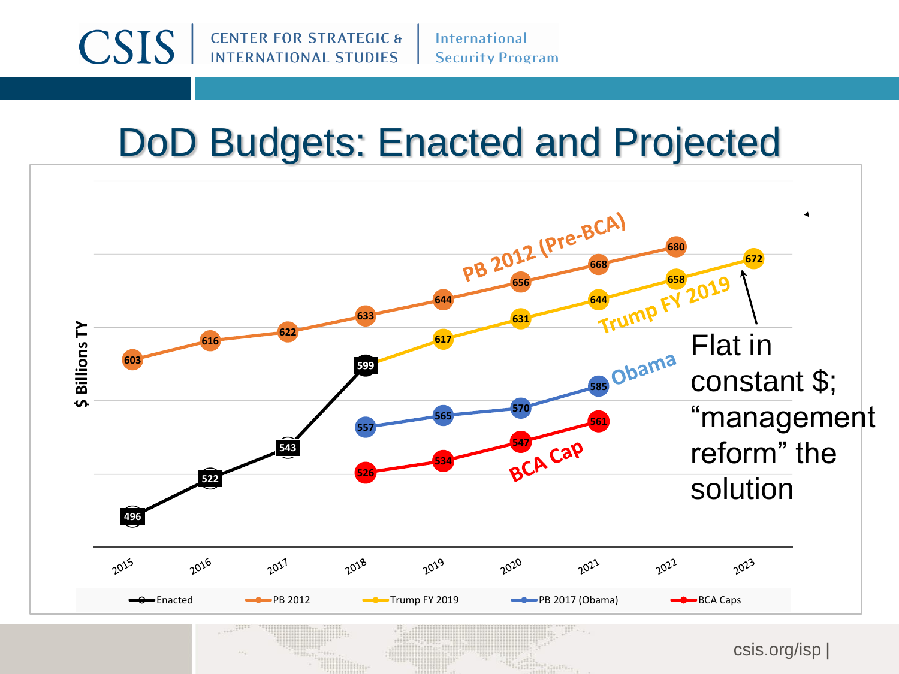# DoD Budgets: Enacted and Projected

| Year | Enacted | PB 2012 | Trump FY 2019 | PB 2017 (Obama) | BCA Caps |
|---|---|---|---|---|---|
| 2015 | 496 | 603 | | | |
| 2016 | 522 | 616 | | | |
| 2017 | 543 | 622 | | | |
| 2018 | 599 | 633 | 599 | 557 | 526 |
| 2019 | | 644 | 617 | 565 | 534 |
| 2020 | | 656 | 631 | 570 | 547 |
| 2021 | | 668 | 644 | 585 | 561 |
| 2022 | | 680 | 658 | | |
| 2023 | | | 672 | | |

$ Billions TY

Flat in constant $; “management reform” the solution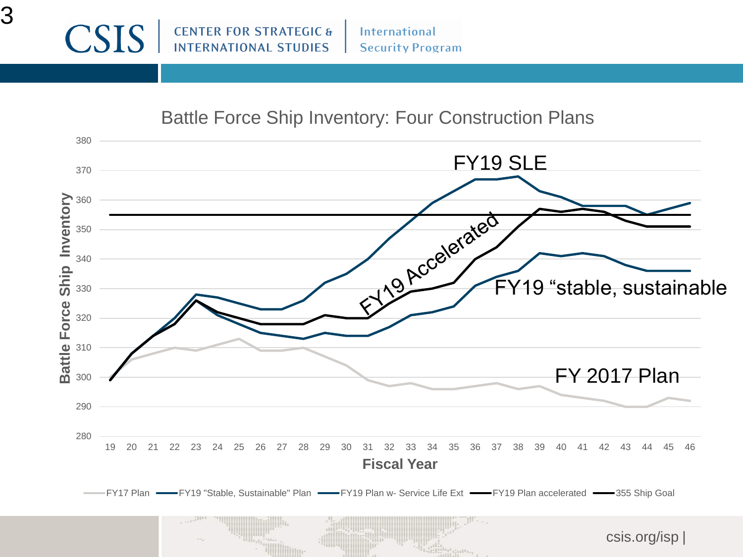## Battle Force Ship Inventory: Four Construction Plans

FY19 SLE

FY19 Accelerated

FY19 "stable, sustainable

FY 2017 Plan

Battle Force Ship Inventory

Fiscal Year

FY17 Plan | FY19 "Stable, Sustainable" Plan | FY19 Plan w- Service Life Ext | FY19 Plan accelerated | 355 Ship Goal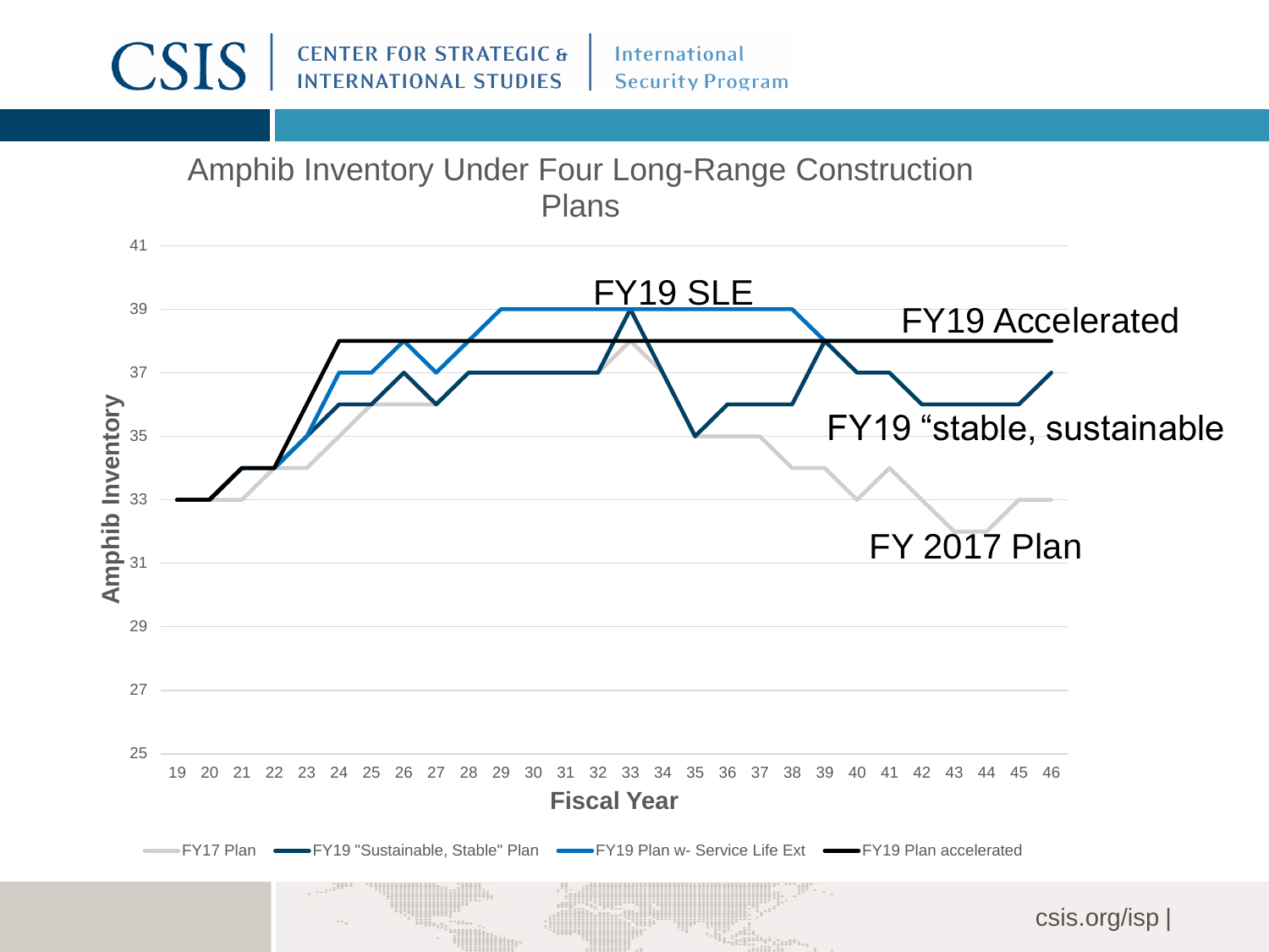## Amphib Inventory Under Four Long-Range Construction Plans

FY19 SLE

FY19 Accelerated

FY19 “stable, sustainable

FY 2017 Plan

Amphib Inventory

41
39
37
35
33
31
29
27
25

19 20 21 22 23 24 25 26 27 28 29 30 31 32 33 34 35 36 37 38 39 40 41 42 43 44 45 46

Fiscal Year

FY17 Plan — FY19 "Sustainable, Stable" Plan — FY19 Plan w- Service Life Ext — FY19 Plan accelerated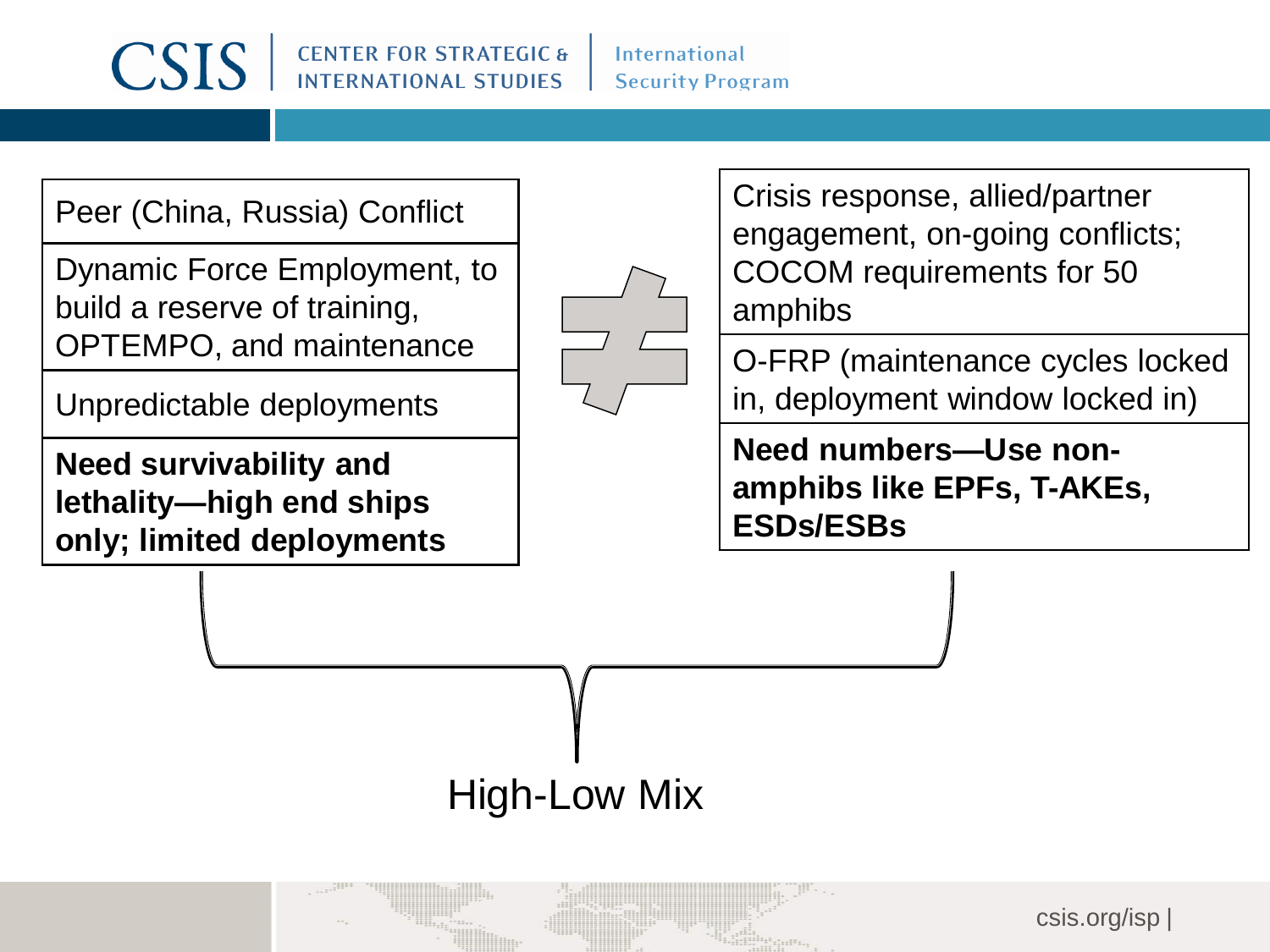| Peer (China, Russia) Conflict | ≠ | Crisis response, allied/partner engagement, on-going conflicts; COCOM requirements for 50 amphibs |
| --- | --- | --- |
| Dynamic Force Employment, to build a reserve of training, OPTEMPO, and maintenance | | O-FRP (maintenance cycles locked in, deployment window locked in) |
| Unpredictable deployments | | |
| **Need survivability and lethality—high end ships only; limited deployments** | | **Need numbers—Use non-amphibs like EPFs, T-AKEs, ESDs/ESBs** |

High-Low Mix